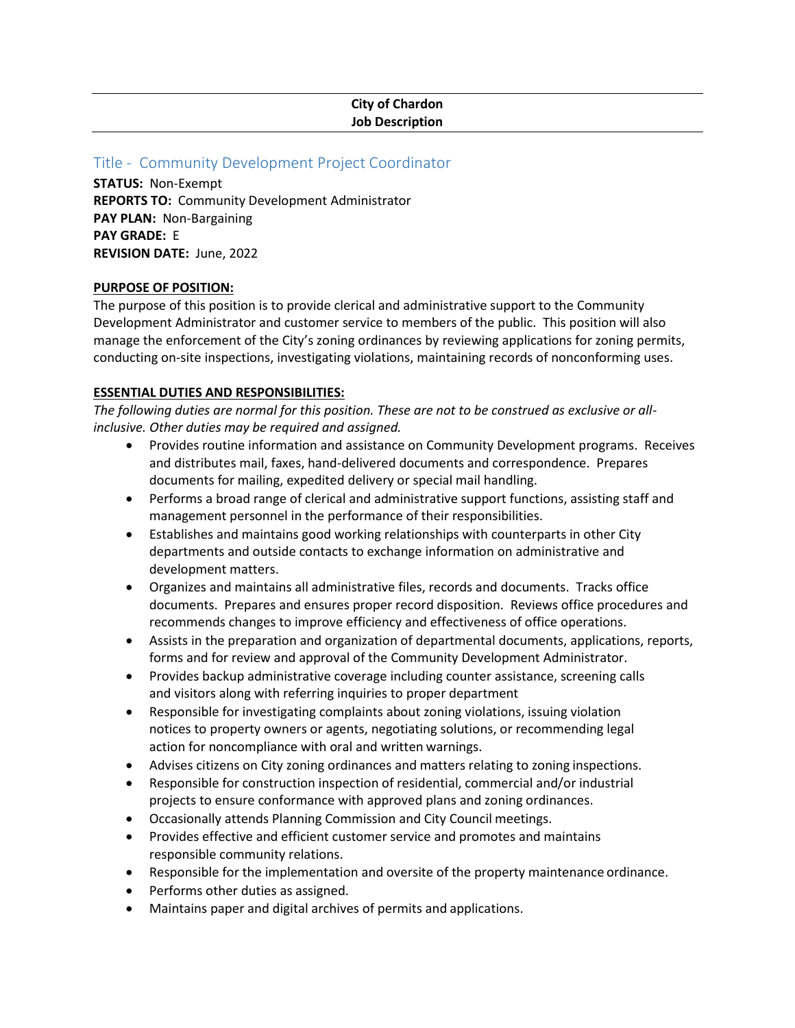**City of Chardon**
**Job Description**

## Title - Community Development Project Coordinator

**STATUS:** Non-Exempt
**REPORTS TO:** Community Development Administrator
**PAY PLAN:** Non-Bargaining
**PAY GRADE:** E
**REVISION DATE:** June, 2022

### PURPOSE OF POSITION:

The purpose of this position is to provide clerical and administrative support to the Community Development Administrator and customer service to members of the public. This position will also manage the enforcement of the City's zoning ordinances by reviewing applications for zoning permits, conducting on-site inspections, investigating violations, maintaining records of nonconforming uses.

### ESSENTIAL DUTIES AND RESPONSIBILITIES:

*The following duties are normal for this position. These are not to be construed as exclusive or all-inclusive. Other duties may be required and assigned.*

- Provides routine information and assistance on Community Development programs. Receives and distributes mail, faxes, hand-delivered documents and correspondence. Prepares documents for mailing, expedited delivery or special mail handling.
- Performs a broad range of clerical and administrative support functions, assisting staff and management personnel in the performance of their responsibilities.
- Establishes and maintains good working relationships with counterparts in other City departments and outside contacts to exchange information on administrative and development matters.
- Organizes and maintains all administrative files, records and documents. Tracks office documents. Prepares and ensures proper record disposition. Reviews office procedures and recommends changes to improve efficiency and effectiveness of office operations.
- Assists in the preparation and organization of departmental documents, applications, reports, forms and for review and approval of the Community Development Administrator.
- Provides backup administrative coverage including counter assistance, screening calls and visitors along with referring inquiries to proper department
- Responsible for investigating complaints about zoning violations, issuing violation notices to property owners or agents, negotiating solutions, or recommending legal action for noncompliance with oral and written warnings.
- Advises citizens on City zoning ordinances and matters relating to zoning inspections.
- Responsible for construction inspection of residential, commercial and/or industrial projects to ensure conformance with approved plans and zoning ordinances.
- Occasionally attends Planning Commission and City Council meetings.
- Provides effective and efficient customer service and promotes and maintains responsible community relations.
- Responsible for the implementation and oversite of the property maintenance ordinance.
- Performs other duties as assigned.
- Maintains paper and digital archives of permits and applications.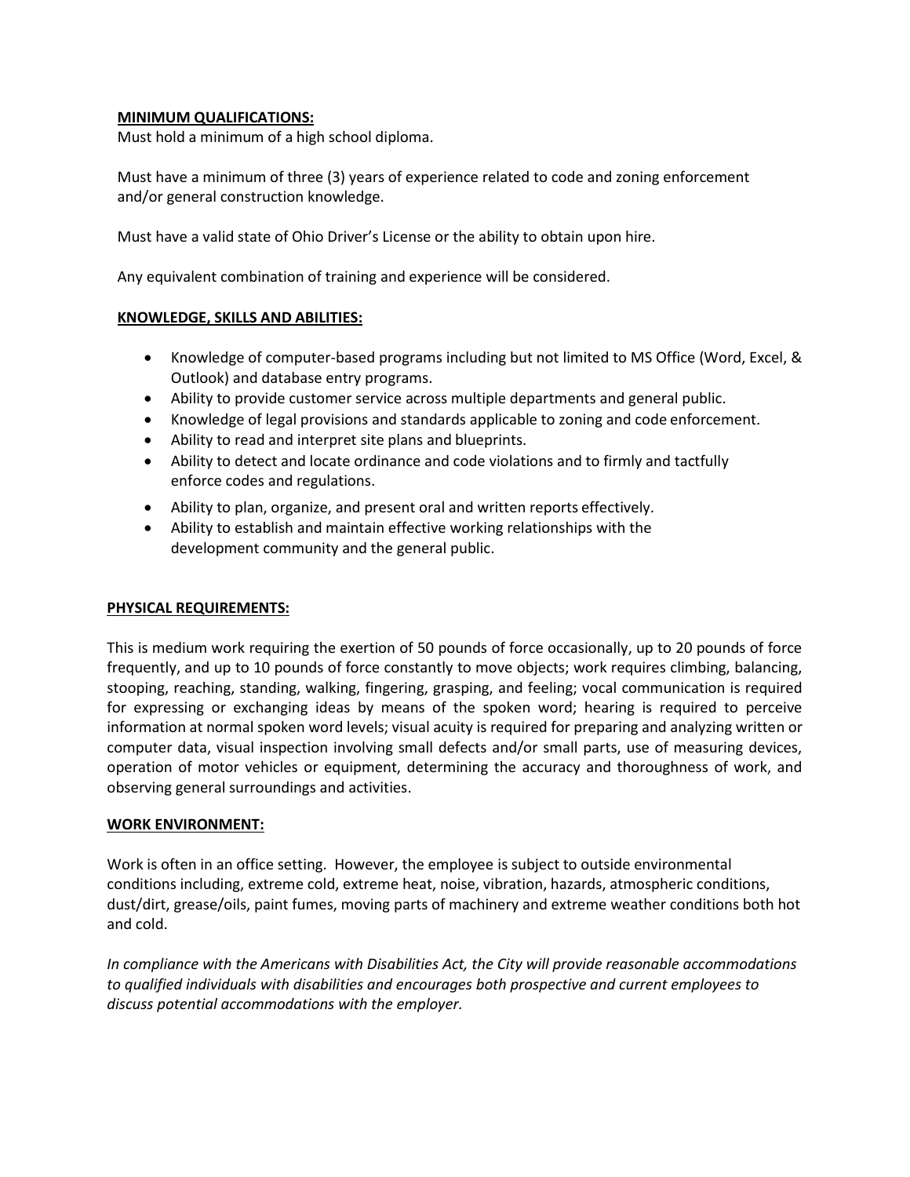## MINIMUM QUALIFICATIONS:

Must hold a minimum of a high school diploma.

Must have a minimum of three (3) years of experience related to code and zoning enforcement and/or general construction knowledge.

Must have a valid state of Ohio Driver's License or the ability to obtain upon hire.

Any equivalent combination of training and experience will be considered.

## KNOWLEDGE, SKILLS AND ABILITIES:

- Knowledge of computer-based programs including but not limited to MS Office (Word, Excel, & Outlook) and database entry programs.
- Ability to provide customer service across multiple departments and general public.
- Knowledge of legal provisions and standards applicable to zoning and code enforcement.
- Ability to read and interpret site plans and blueprints.
- Ability to detect and locate ordinance and code violations and to firmly and tactfully enforce codes and regulations.
- Ability to plan, organize, and present oral and written reports effectively.
- Ability to establish and maintain effective working relationships with the development community and the general public.

## PHYSICAL REQUIREMENTS:

This is medium work requiring the exertion of 50 pounds of force occasionally, up to 20 pounds of force frequently, and up to 10 pounds of force constantly to move objects; work requires climbing, balancing, stooping, reaching, standing, walking, fingering, grasping, and feeling; vocal communication is required for expressing or exchanging ideas by means of the spoken word; hearing is required to perceive information at normal spoken word levels; visual acuity is required for preparing and analyzing written or computer data, visual inspection involving small defects and/or small parts, use of measuring devices, operation of motor vehicles or equipment, determining the accuracy and thoroughness of work, and observing general surroundings and activities.

## WORK ENVIRONMENT:

Work is often in an office setting. However, the employee is subject to outside environmental conditions including, extreme cold, extreme heat, noise, vibration, hazards, atmospheric conditions, dust/dirt, grease/oils, paint fumes, moving parts of machinery and extreme weather conditions both hot and cold.

*In compliance with the Americans with Disabilities Act, the City will provide reasonable accommodations to qualified individuals with disabilities and encourages both prospective and current employees to discuss potential accommodations with the employer.*